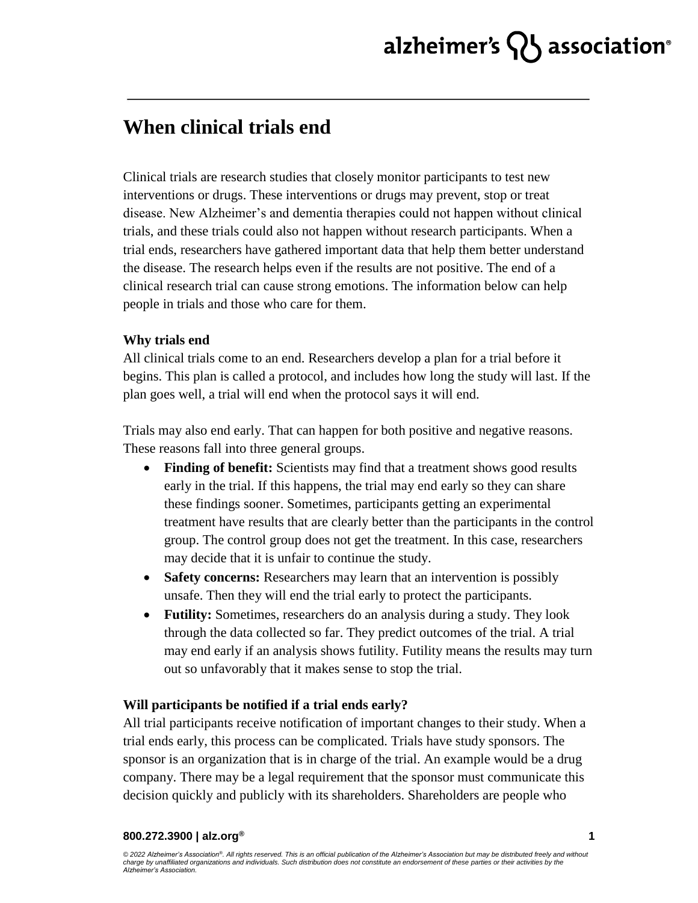# When clinical trials end

Clinical trials are research studies that closely monitor participants to test new interventions or drugs. These interventions or drugs may prevent, stop or treat disease. New Alzheimer's and dementia therapies could not happen without clinical trials, and these trials could also not happen without research participants. When a trial ends, researchers have gathered important data that help them better understand the disease. The research helps even if the results are not positive. The end of a clinical research trial can cause strong emotions. The information below can help people in trials and those who care for them.

### Why trials end

All clinical trials come to an end. Researchers develop a plan for a trial before it begins. This plan is called a protocol, and includes how long the study will last. If the plan goes well, a trial will end when the protocol says it will end.

Trials may also end early. That can happen for both positive and negative reasons. These reasons fall into three general groups.

- **Finding of benefit:** Scientists may find that a treatment shows good results early in the trial. If this happens, the trial may end early so they can share these findings sooner. Sometimes, participants getting an experimental treatment have results that are clearly better than the participants in the control group. The control group does not get the treatment. In this case, researchers may decide that it is unfair to continue the study.
- **Safety concerns:** Researchers may learn that an intervention is possibly unsafe. Then they will end the trial early to protect the participants.
- **Futility:** Sometimes, researchers do an analysis during a study. They look through the data collected so far. They predict outcomes of the trial. A trial may end early if an analysis shows futility. Futility means the results may turn out so unfavorably that it makes sense to stop the trial.

### Will participants be notified if a trial ends early?

All trial participants receive notification of important changes to their study. When a trial ends early, this process can be complicated. Trials have study sponsors. The sponsor is an organization that is in charge of the trial. An example would be a drug company. There may be a legal requirement that the sponsor must communicate this decision quickly and publicly with its shareholders. Shareholders are people who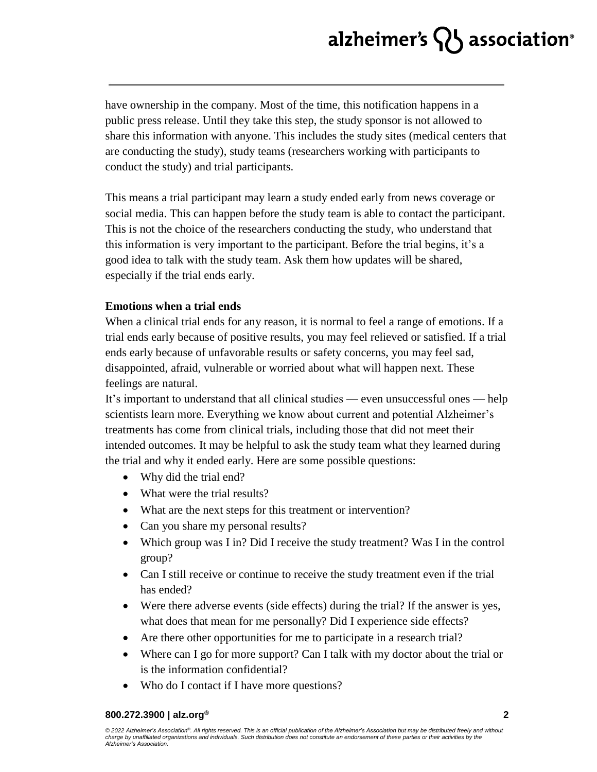have ownership in the company. Most of the time, this notification happens in a public press release. Until they take this step, the study sponsor is not allowed to share this information with anyone. This includes the study sites (medical centers that are conducting the study), study teams (researchers working with participants to conduct the study) and trial participants.

This means a trial participant may learn a study ended early from news coverage or social media. This can happen before the study team is able to contact the participant. This is not the choice of the researchers conducting the study, who understand that this information is very important to the participant. Before the trial begins, it's a good idea to talk with the study team. Ask them how updates will be shared, especially if the trial ends early.

**Emotions when a trial ends**

When a clinical trial ends for any reason, it is normal to feel a range of emotions. If a trial ends early because of positive results, you may feel relieved or satisfied. If a trial ends early because of unfavorable results or safety concerns, you may feel sad, disappointed, afraid, vulnerable or worried about what will happen next. These feelings are natural.

It's important to understand that all clinical studies — even unsuccessful ones — help scientists learn more. Everything we know about current and potential Alzheimer's treatments has come from clinical trials, including those that did not meet their intended outcomes. It may be helpful to ask the study team what they learned during the trial and why it ended early. Here are some possible questions:

- Why did the trial end?
- What were the trial results?
- What are the next steps for this treatment or intervention?
- Can you share my personal results?
- Which group was I in? Did I receive the study treatment? Was I in the control group?
- Can I still receive or continue to receive the study treatment even if the trial has ended?
- Were there adverse events (side effects) during the trial? If the answer is yes, what does that mean for me personally? Did I experience side effects?
- Are there other opportunities for me to participate in a research trial?
- Where can I go for more support? Can I talk with my doctor about the trial or is the information confidential?
- Who do I contact if I have more questions?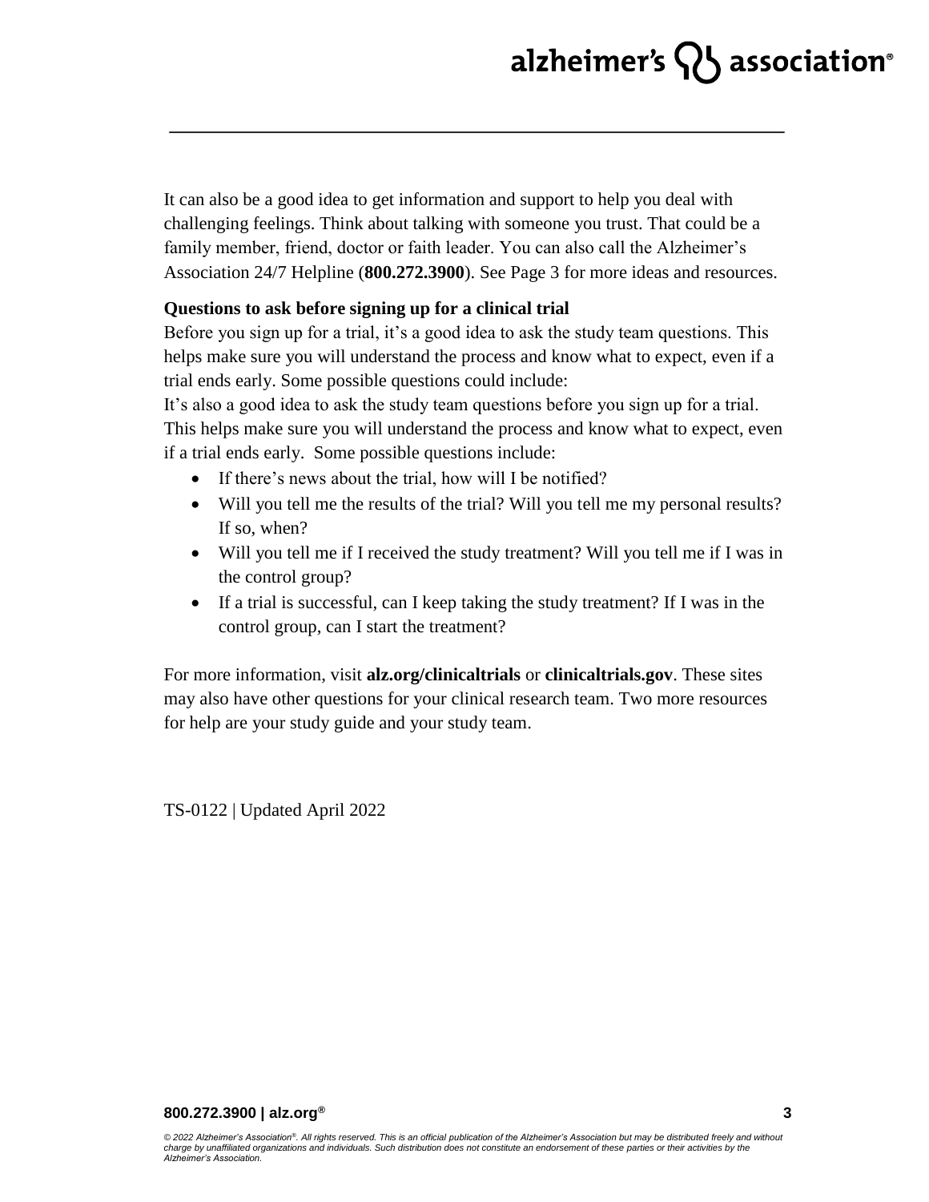It can also be a good idea to get information and support to help you deal with challenging feelings. Think about talking with someone you trust. That could be a family member, friend, doctor or faith leader. You can also call the Alzheimer's Association 24/7 Helpline (**800.272.3900**). See Page 3 for more ideas and resources.

**Questions to ask before signing up for a clinical trial**

Before you sign up for a trial, it's a good idea to ask the study team questions. This helps make sure you will understand the process and know what to expect, even if a trial ends early. Some possible questions could include:

It's also a good idea to ask the study team questions before you sign up for a trial. This helps make sure you will understand the process and know what to expect, even if a trial ends early. Some possible questions include:

- If there's news about the trial, how will I be notified?
- Will you tell me the results of the trial? Will you tell me my personal results? If so, when?
- Will you tell me if I received the study treatment? Will you tell me if I was in the control group?
- If a trial is successful, can I keep taking the study treatment? If I was in the control group, can I start the treatment?

For more information, visit **alz.org/clinicaltrials** or **clinicaltrials.gov**. These sites may also have other questions for your clinical research team. Two more resources for help are your study guide and your study team.

TS-0122 | Updated April 2022

© 2022 Alzheimer's Association®. All rights reserved. This is an official publication of the Alzheimer's Association but may be distributed freely and without charge by unaffiliated organizations and individuals. Such distribution does not constitute an endorsement of these parties or their activities by the Alzheimer's Association.